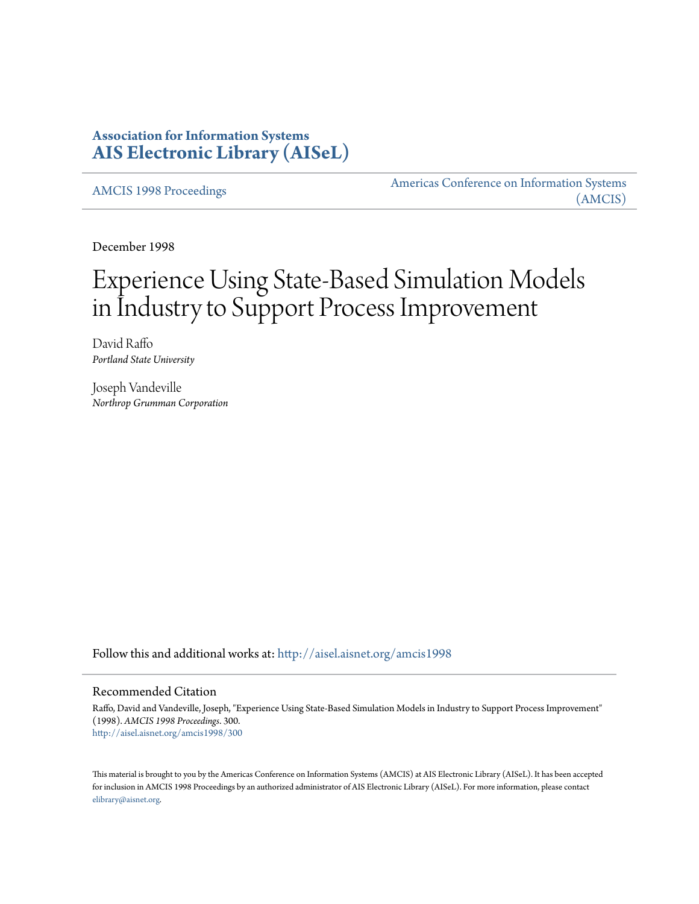**Association for Information Systems**
**[AIS Electronic Library (AISeL)](http://aisel.aisnet.org)**

AMCIS 1998 Proceedings | Americas Conference on Information Systems (AMCIS)

December 1998

# Experience Using State-Based Simulation Models in Industry to Support Process Improvement

David Raffo
*Portland State University*

Joseph Vandeville
*Northrop Grumman Corporation*

Follow this and additional works at: http://aisel.aisnet.org/amcis1998

## Recommended Citation

Raffo, David and Vandeville, Joseph, "Experience Using State-Based Simulation Models in Industry to Support Process Improvement" (1998). *AMCIS 1998 Proceedings*. 300.
http://aisel.aisnet.org/amcis1998/300

This material is brought to you by the Americas Conference on Information Systems (AMCIS) at AIS Electronic Library (AISeL). It has been accepted for inclusion in AMCIS 1998 Proceedings by an authorized administrator of AIS Electronic Library (AISeL). For more information, please contact elibrary@aisnet.org.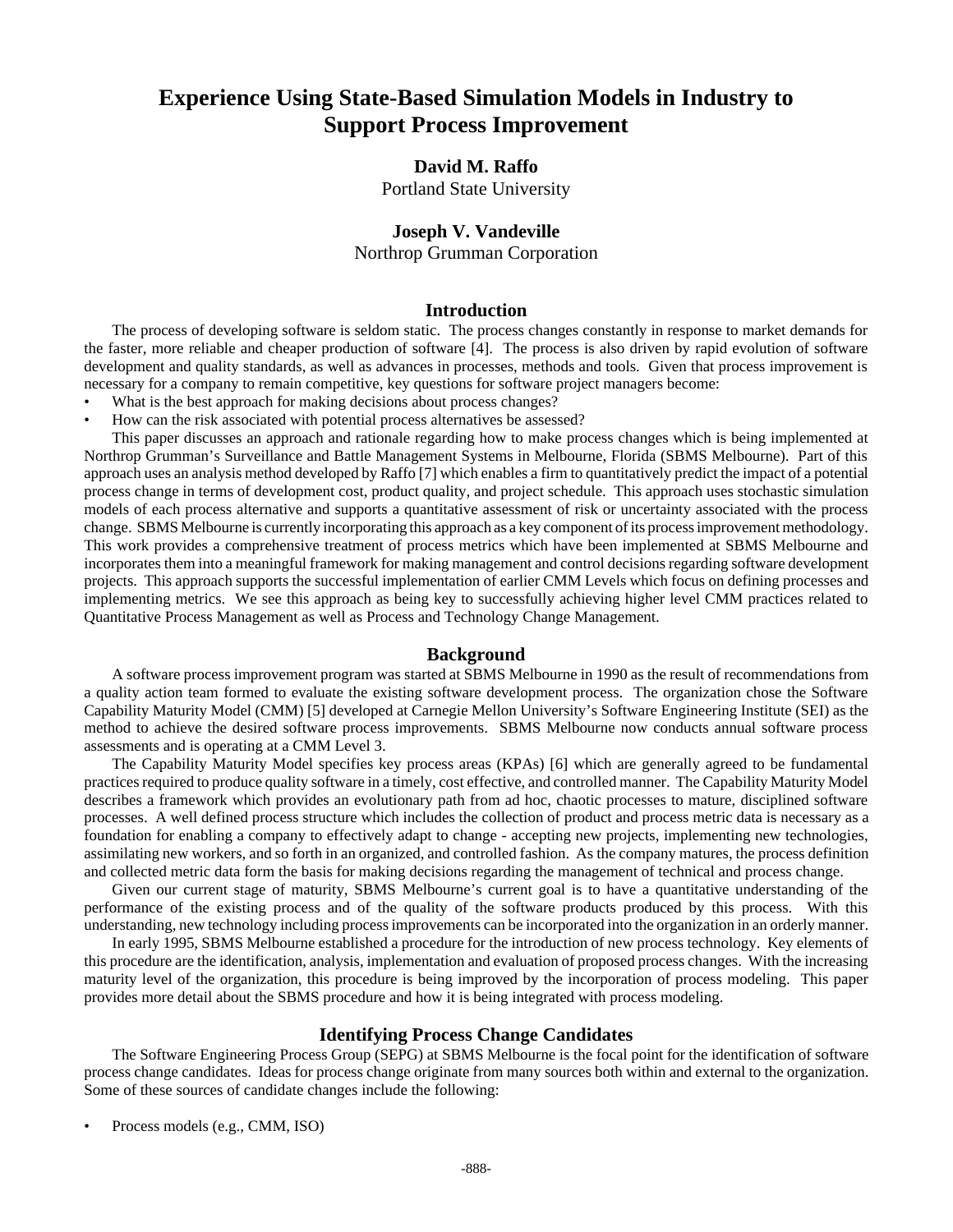# Experience Using State-Based Simulation Models in Industry to Support Process Improvement

**David M. Raffo**
Portland State University

**Joseph V. Vandeville**
Northrop Grumman Corporation

## Introduction

The process of developing software is seldom static. The process changes constantly in response to market demands for the faster, more reliable and cheaper production of software [4]. The process is also driven by rapid evolution of software development and quality standards, as well as advances in processes, methods and tools. Given that process improvement is necessary for a company to remain competitive, key questions for software project managers become:

- What is the best approach for making decisions about process changes?
- How can the risk associated with potential process alternatives be assessed?

This paper discusses an approach and rationale regarding how to make process changes which is being implemented at Northrop Grumman's Surveillance and Battle Management Systems in Melbourne, Florida (SBMS Melbourne). Part of this approach uses an analysis method developed by Raffo [7] which enables a firm to quantitatively predict the impact of a potential process change in terms of development cost, product quality, and project schedule. This approach uses stochastic simulation models of each process alternative and supports a quantitative assessment of risk or uncertainty associated with the process change. SBMS Melbourne is currently incorporating this approach as a key component of its process improvement methodology. This work provides a comprehensive treatment of process metrics which have been implemented at SBMS Melbourne and incorporates them into a meaningful framework for making management and control decisions regarding software development projects. This approach supports the successful implementation of earlier CMM Levels which focus on defining processes and implementing metrics. We see this approach as being key to successfully achieving higher level CMM practices related to Quantitative Process Management as well as Process and Technology Change Management.

## Background

A software process improvement program was started at SBMS Melbourne in 1990 as the result of recommendations from a quality action team formed to evaluate the existing software development process. The organization chose the Software Capability Maturity Model (CMM) [5] developed at Carnegie Mellon University's Software Engineering Institute (SEI) as the method to achieve the desired software process improvements. SBMS Melbourne now conducts annual software process assessments and is operating at a CMM Level 3.

The Capability Maturity Model specifies key process areas (KPAs) [6] which are generally agreed to be fundamental practices required to produce quality software in a timely, cost effective, and controlled manner. The Capability Maturity Model describes a framework which provides an evolutionary path from ad hoc, chaotic processes to mature, disciplined software processes. A well defined process structure which includes the collection of product and process metric data is necessary as a foundation for enabling a company to effectively adapt to change - accepting new projects, implementing new technologies, assimilating new workers, and so forth in an organized, and controlled fashion. As the company matures, the process definition and collected metric data form the basis for making decisions regarding the management of technical and process change.

Given our current stage of maturity, SBMS Melbourne's current goal is to have a quantitative understanding of the performance of the existing process and of the quality of the software products produced by this process. With this understanding, new technology including process improvements can be incorporated into the organization in an orderly manner.

In early 1995, SBMS Melbourne established a procedure for the introduction of new process technology. Key elements of this procedure are the identification, analysis, implementation and evaluation of proposed process changes. With the increasing maturity level of the organization, this procedure is being improved by the incorporation of process modeling. This paper provides more detail about the SBMS procedure and how it is being integrated with process modeling.

## Identifying Process Change Candidates

The Software Engineering Process Group (SEPG) at SBMS Melbourne is the focal point for the identification of software process change candidates. Ideas for process change originate from many sources both within and external to the organization. Some of these sources of candidate changes include the following:

- Process models (e.g., CMM, ISO)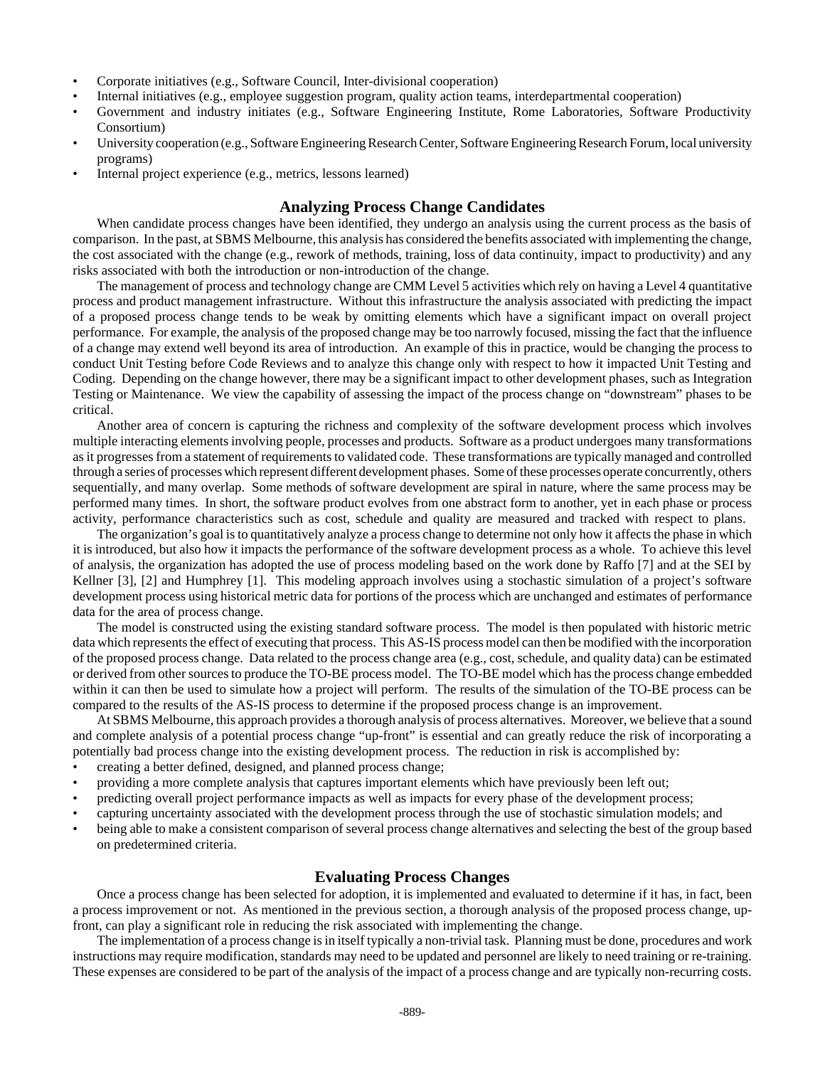- Corporate initiatives (e.g., Software Council, Inter-divisional cooperation)
- Internal initiatives (e.g., employee suggestion program, quality action teams, interdepartmental cooperation)
- Government and industry initiates (e.g., Software Engineering Institute, Rome Laboratories, Software Productivity Consortium)
- University cooperation (e.g., Software Engineering Research Center, Software Engineering Research Forum, local university programs)
- Internal project experience (e.g., metrics, lessons learned)

## Analyzing Process Change Candidates

When candidate process changes have been identified, they undergo an analysis using the current process as the basis of comparison. In the past, at SBMS Melbourne, this analysis has considered the benefits associated with implementing the change, the cost associated with the change (e.g., rework of methods, training, loss of data continuity, impact to productivity) and any risks associated with both the introduction or non-introduction of the change.

The management of process and technology change are CMM Level 5 activities which rely on having a Level 4 quantitative process and product management infrastructure. Without this infrastructure the analysis associated with predicting the impact of a proposed process change tends to be weak by omitting elements which have a significant impact on overall project performance. For example, the analysis of the proposed change may be too narrowly focused, missing the fact that the influence of a change may extend well beyond its area of introduction. An example of this in practice, would be changing the process to conduct Unit Testing before Code Reviews and to analyze this change only with respect to how it impacted Unit Testing and Coding. Depending on the change however, there may be a significant impact to other development phases, such as Integration Testing or Maintenance. We view the capability of assessing the impact of the process change on "downstream" phases to be critical.

Another area of concern is capturing the richness and complexity of the software development process which involves multiple interacting elements involving people, processes and products. Software as a product undergoes many transformations as it progresses from a statement of requirements to validated code. These transformations are typically managed and controlled through a series of processes which represent different development phases. Some of these processes operate concurrently, others sequentially, and many overlap. Some methods of software development are spiral in nature, where the same process may be performed many times. In short, the software product evolves from one abstract form to another, yet in each phase or process activity, performance characteristics such as cost, schedule and quality are measured and tracked with respect to plans.

The organization's goal is to quantitatively analyze a process change to determine not only how it affects the phase in which it is introduced, but also how it impacts the performance of the software development process as a whole. To achieve this level of analysis, the organization has adopted the use of process modeling based on the work done by Raffo [7] and at the SEI by Kellner [3], [2] and Humphrey [1]. This modeling approach involves using a stochastic simulation of a project's software development process using historical metric data for portions of the process which are unchanged and estimates of performance data for the area of process change.

The model is constructed using the existing standard software process. The model is then populated with historic metric data which represents the effect of executing that process. This AS-IS process model can then be modified with the incorporation of the proposed process change. Data related to the process change area (e.g., cost, schedule, and quality data) can be estimated or derived from other sources to produce the TO-BE process model. The TO-BE model which has the process change embedded within it can then be used to simulate how a project will perform. The results of the simulation of the TO-BE process can be compared to the results of the AS-IS process to determine if the proposed process change is an improvement.

At SBMS Melbourne, this approach provides a thorough analysis of process alternatives. Moreover, we believe that a sound and complete analysis of a potential process change "up-front" is essential and can greatly reduce the risk of incorporating a potentially bad process change into the existing development process. The reduction in risk is accomplished by:

- creating a better defined, designed, and planned process change;
- providing a more complete analysis that captures important elements which have previously been left out;
- predicting overall project performance impacts as well as impacts for every phase of the development process;
- capturing uncertainty associated with the development process through the use of stochastic simulation models; and
- being able to make a consistent comparison of several process change alternatives and selecting the best of the group based on predetermined criteria.

## Evaluating Process Changes

Once a process change has been selected for adoption, it is implemented and evaluated to determine if it has, in fact, been a process improvement or not. As mentioned in the previous section, a thorough analysis of the proposed process change, up-front, can play a significant role in reducing the risk associated with implementing the change.

The implementation of a process change is in itself typically a non-trivial task. Planning must be done, procedures and work instructions may require modification, standards may need to be updated and personnel are likely to need training or re-training. These expenses are considered to be part of the analysis of the impact of a process change and are typically non-recurring costs.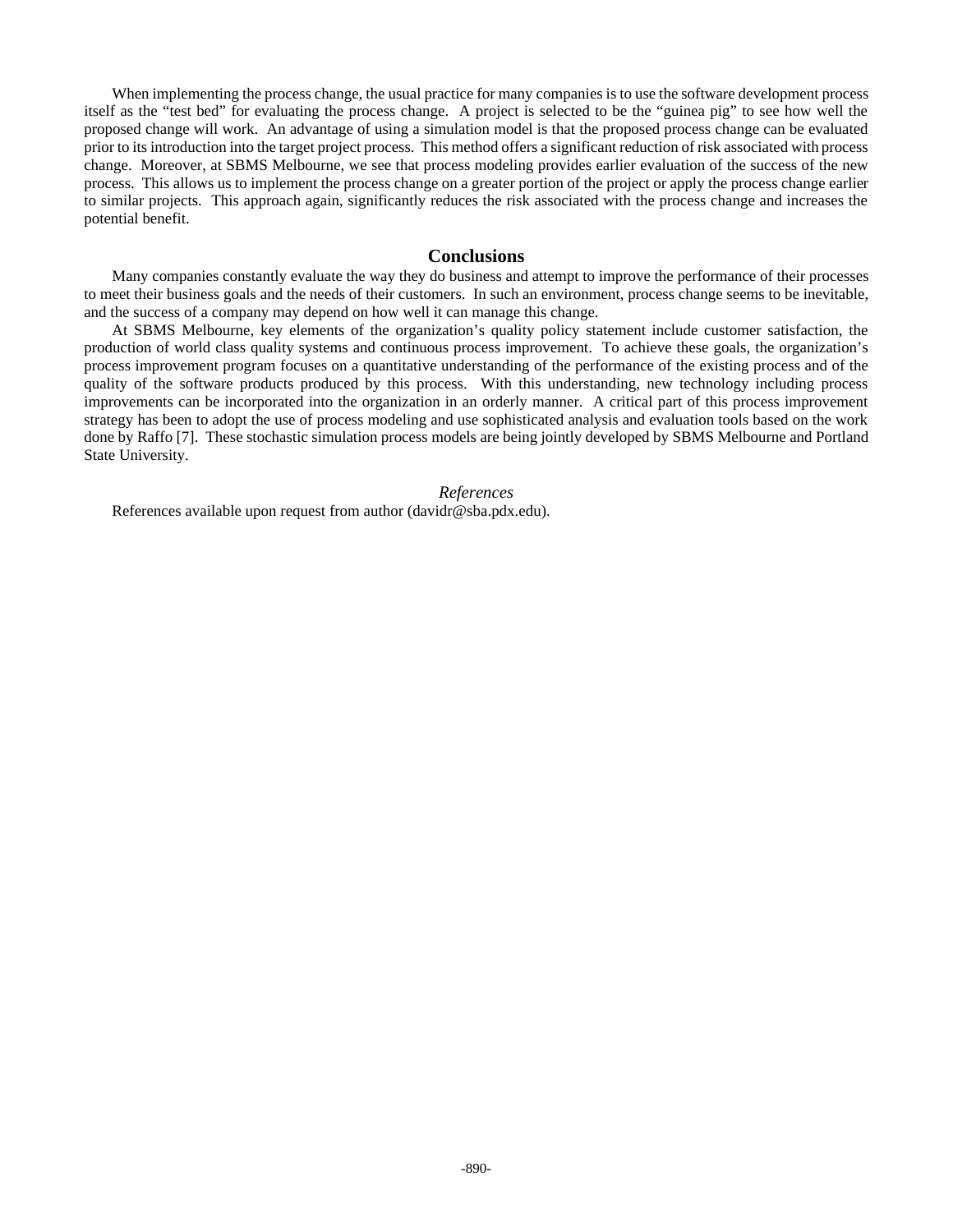When implementing the process change, the usual practice for many companies is to use the software development process itself as the "test bed" for evaluating the process change. A project is selected to be the "guinea pig" to see how well the proposed change will work. An advantage of using a simulation model is that the proposed process change can be evaluated prior to its introduction into the target project process. This method offers a significant reduction of risk associated with process change. Moreover, at SBMS Melbourne, we see that process modeling provides earlier evaluation of the success of the new process. This allows us to implement the process change on a greater portion of the project or apply the process change earlier to similar projects. This approach again, significantly reduces the risk associated with the process change and increases the potential benefit.

## Conclusions

Many companies constantly evaluate the way they do business and attempt to improve the performance of their processes to meet their business goals and the needs of their customers. In such an environment, process change seems to be inevitable, and the success of a company may depend on how well it can manage this change.

At SBMS Melbourne, key elements of the organization's quality policy statement include customer satisfaction, the production of world class quality systems and continuous process improvement. To achieve these goals, the organization's process improvement program focuses on a quantitative understanding of the performance of the existing process and of the quality of the software products produced by this process. With this understanding, new technology including process improvements can be incorporated into the organization in an orderly manner. A critical part of this process improvement strategy has been to adopt the use of process modeling and use sophisticated analysis and evaluation tools based on the work done by Raffo [7]. These stochastic simulation process models are being jointly developed by SBMS Melbourne and Portland State University.

### *References*

References available upon request from author (davidr@sba.pdx.edu).